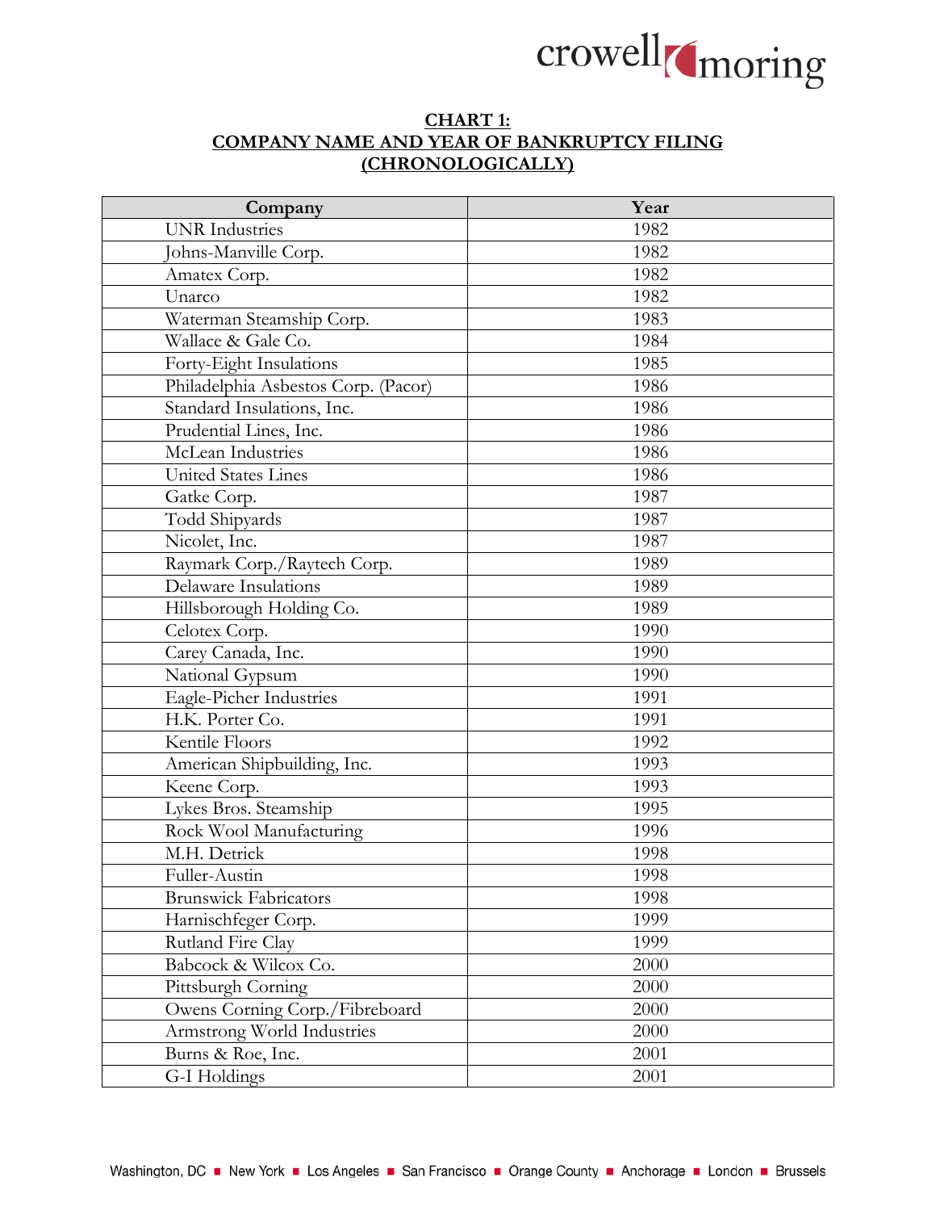## CHART 1:
## COMPANY NAME AND YEAR OF BANKRUPTCY FILING
## (CHRONOLOGICALLY)

| Company | Year |
|---|---|
| UNR Industries | 1982 |
| Johns-Manville Corp. | 1982 |
| Amatex Corp. | 1982 |
| Unarco | 1982 |
| Waterman Steamship Corp. | 1983 |
| Wallace & Gale Co. | 1984 |
| Forty-Eight Insulations | 1985 |
| Philadelphia Asbestos Corp. (Pacor) | 1986 |
| Standard Insulations, Inc. | 1986 |
| Prudential Lines, Inc. | 1986 |
| McLean Industries | 1986 |
| United States Lines | 1986 |
| Gatke Corp. | 1987 |
| Todd Shipyards | 1987 |
| Nicolet, Inc. | 1987 |
| Raymark Corp./Raytech Corp. | 1989 |
| Delaware Insulations | 1989 |
| Hillsborough Holding Co. | 1989 |
| Celotex Corp. | 1990 |
| Carey Canada, Inc. | 1990 |
| National Gypsum | 1990 |
| Eagle-Picher Industries | 1991 |
| H.K. Porter Co. | 1991 |
| Kentile Floors | 1992 |
| American Shipbuilding, Inc. | 1993 |
| Keene Corp. | 1993 |
| Lykes Bros. Steamship | 1995 |
| Rock Wool Manufacturing | 1996 |
| M.H. Detrick | 1998 |
| Fuller-Austin | 1998 |
| Brunswick Fabricators | 1998 |
| Harnischfeger Corp. | 1999 |
| Rutland Fire Clay | 1999 |
| Babcock & Wilcox Co. | 2000 |
| Pittsburgh Corning | 2000 |
| Owens Corning Corp./Fibreboard | 2000 |
| Armstrong World Industries | 2000 |
| Burns & Roe, Inc. | 2001 |
| G-I Holdings | 2001 |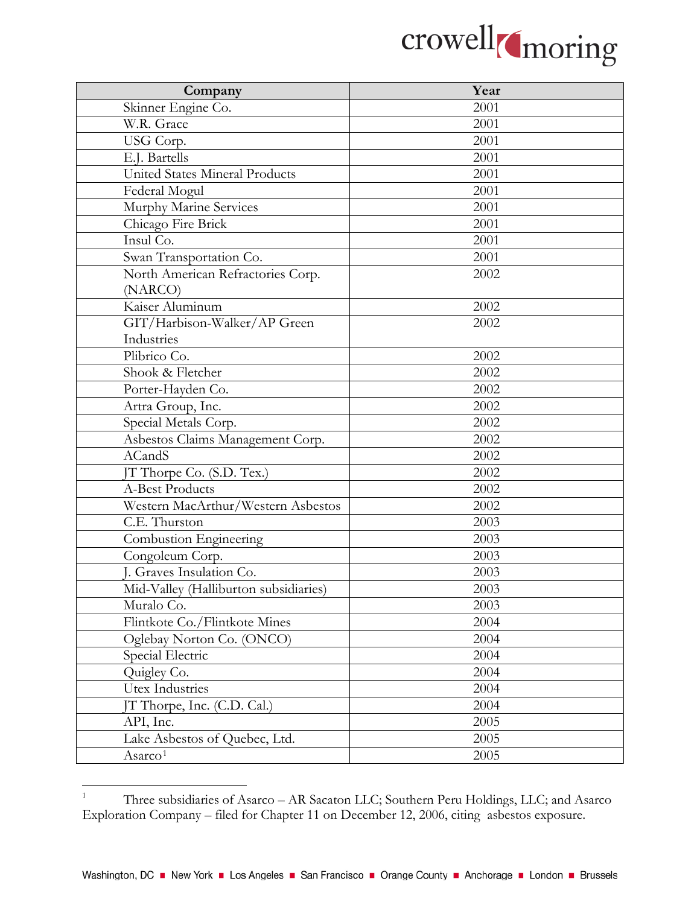| Company | Year |
| --- | --- |
| Skinner Engine Co. | 2001 |
| W.R. Grace | 2001 |
| USG Corp. | 2001 |
| E.J. Bartells | 2001 |
| United States Mineral Products | 2001 |
| Federal Mogul | 2001 |
| Murphy Marine Services | 2001 |
| Chicago Fire Brick | 2001 |
| Insul Co. | 2001 |
| Swan Transportation Co. | 2001 |
| North American Refractories Corp. (NARCO) | 2002 |
| Kaiser Aluminum | 2002 |
| GIT/Harbison-Walker/AP Green Industries | 2002 |
| Plibrico Co. | 2002 |
| Shook & Fletcher | 2002 |
| Porter-Hayden Co. | 2002 |
| Artra Group, Inc. | 2002 |
| Special Metals Corp. | 2002 |
| Asbestos Claims Management Corp. | 2002 |
| ACandS | 2002 |
| JT Thorpe Co. (S.D. Tex.) | 2002 |
| A-Best Products | 2002 |
| Western MacArthur/Western Asbestos | 2002 |
| C.E. Thurston | 2003 |
| Combustion Engineering | 2003 |
| Congoleum Corp. | 2003 |
| J. Graves Insulation Co. | 2003 |
| Mid-Valley (Halliburton subsidiaries) | 2003 |
| Muralo Co. | 2003 |
| Flintkote Co./Flintkote Mines | 2004 |
| Oglebay Norton Co. (ONCO) | 2004 |
| Special Electric | 2004 |
| Quigley Co. | 2004 |
| Utex Industries | 2004 |
| JT Thorpe, Inc. (C.D. Cal.) | 2004 |
| API, Inc. | 2005 |
| Lake Asbestos of Quebec, Ltd. | 2005 |
| Asarco[1] | 2005 |

[1] Three subsidiaries of Asarco – AR Sacaton LLC; Southern Peru Holdings, LLC; and Asarco Exploration Company – filed for Chapter 11 on December 12, 2006, citing asbestos exposure.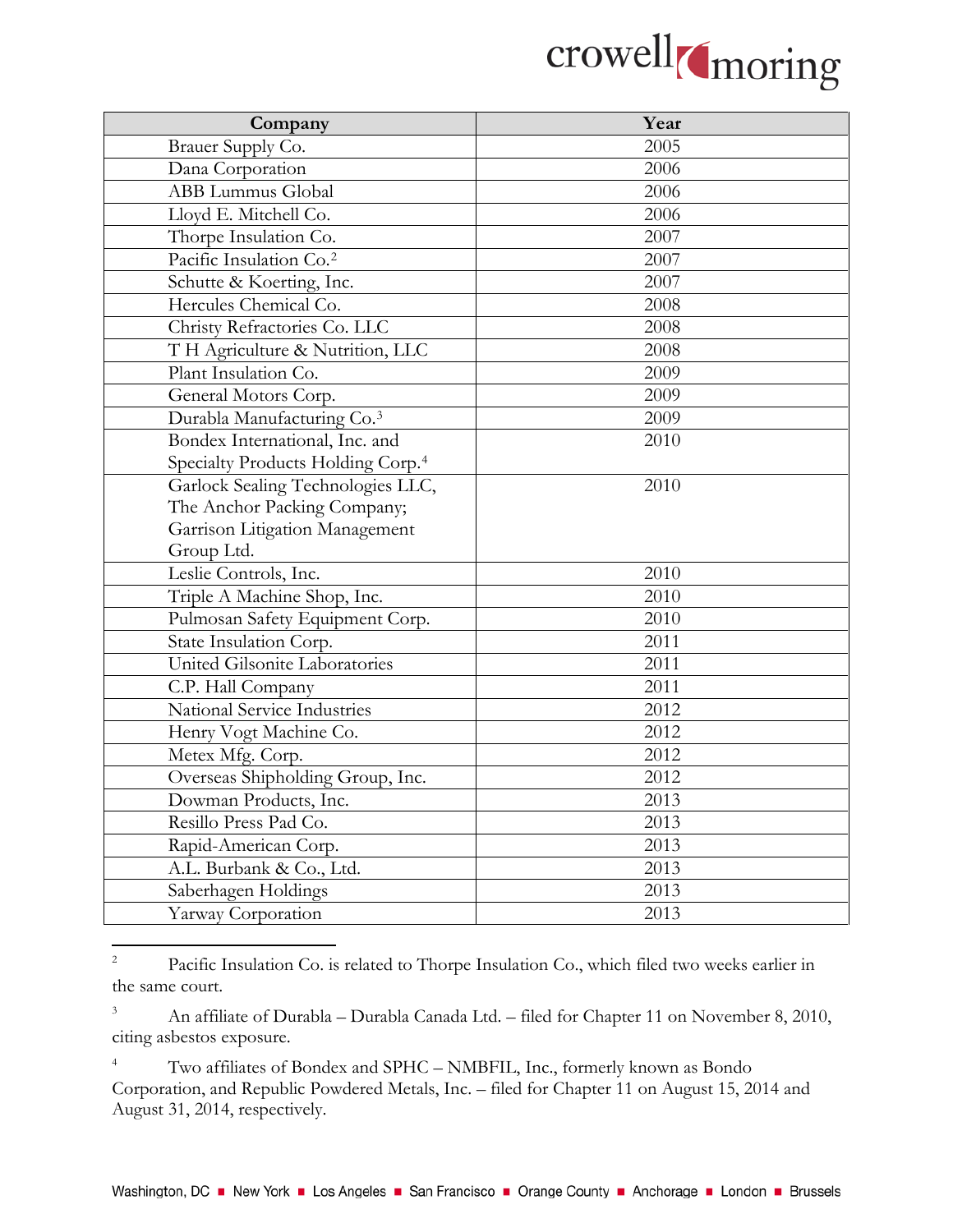| Company | Year |
|---|---|
| Brauer Supply Co. | 2005 |
| Dana Corporation | 2006 |
| ABB Lummus Global | 2006 |
| Lloyd E. Mitchell Co. | 2006 |
| Thorpe Insulation Co. | 2007 |
| Pacific Insulation Co.[2] | 2007 |
| Schutte & Koerting, Inc. | 2007 |
| Hercules Chemical Co. | 2008 |
| Christy Refractories Co. LLC | 2008 |
| T H Agriculture & Nutrition, LLC | 2008 |
| Plant Insulation Co. | 2009 |
| General Motors Corp. | 2009 |
| Durabla Manufacturing Co.[3] | 2009 |
| Bondex International, Inc. and Specialty Products Holding Corp.[4] | 2010 |
| Garlock Sealing Technologies LLC, The Anchor Packing Company; Garrison Litigation Management Group Ltd. | 2010 |
| Leslie Controls, Inc. | 2010 |
| Triple A Machine Shop, Inc. | 2010 |
| Pulmosan Safety Equipment Corp. | 2010 |
| State Insulation Corp. | 2011 |
| United Gilsonite Laboratories | 2011 |
| C.P. Hall Company | 2011 |
| National Service Industries | 2012 |
| Henry Vogt Machine Co. | 2012 |
| Metex Mfg. Corp. | 2012 |
| Overseas Shipholding Group, Inc. | 2012 |
| Dowman Products, Inc. | 2013 |
| Resillo Press Pad Co. | 2013 |
| Rapid-American Corp. | 2013 |
| A.L. Burbank & Co., Ltd. | 2013 |
| Saberhagen Holdings | 2013 |
| Yarway Corporation | 2013 |

[2] Pacific Insulation Co. is related to Thorpe Insulation Co., which filed two weeks earlier in the same court.

[3] An affiliate of Durabla – Durabla Canada Ltd. – filed for Chapter 11 on November 8, 2010, citing asbestos exposure.

[4] Two affiliates of Bondex and SPHC – NMBFIL, Inc., formerly known as Bondo Corporation, and Republic Powdered Metals, Inc. – filed for Chapter 11 on August 15, 2014 and August 31, 2014, respectively.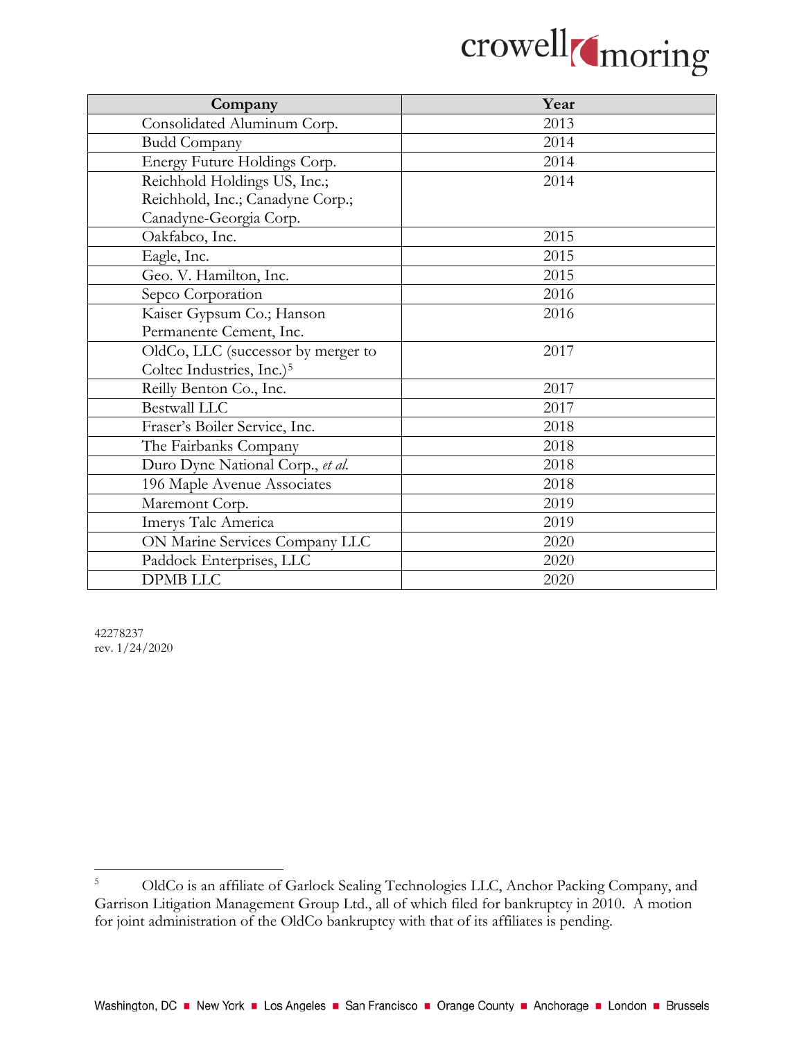| Company | Year |
|---|---|
| Consolidated Aluminum Corp. | 2013 |
| Budd Company | 2014 |
| Energy Future Holdings Corp. | 2014 |
| Reichhold Holdings US, Inc.; Reichhold, Inc.; Canadyne Corp.; Canadyne-Georgia Corp. | 2014 |
| Oakfabco, Inc. | 2015 |
| Eagle, Inc. | 2015 |
| Geo. V. Hamilton, Inc. | 2015 |
| Sepco Corporation | 2016 |
| Kaiser Gypsum Co.; Hanson Permanente Cement, Inc. | 2016 |
| OldCo, LLC (successor by merger to Coltec Industries, Inc.)[5] | 2017 |
| Reilly Benton Co., Inc. | 2017 |
| Bestwall LLC | 2017 |
| Fraser's Boiler Service, Inc. | 2018 |
| The Fairbanks Company | 2018 |
| Duro Dyne National Corp., *et al.* | 2018 |
| 196 Maple Avenue Associates | 2018 |
| Maremont Corp. | 2019 |
| Imerys Talc America | 2019 |
| ON Marine Services Company LLC | 2020 |
| Paddock Enterprises, LLC | 2020 |
| DPMB LLC | 2020 |

42278237
rev. 1/24/2020

[5] OldCo is an affiliate of Garlock Sealing Technologies LLC, Anchor Packing Company, and Garrison Litigation Management Group Ltd., all of which filed for bankruptcy in 2010. A motion for joint administration of the OldCo bankruptcy with that of its affiliates is pending.